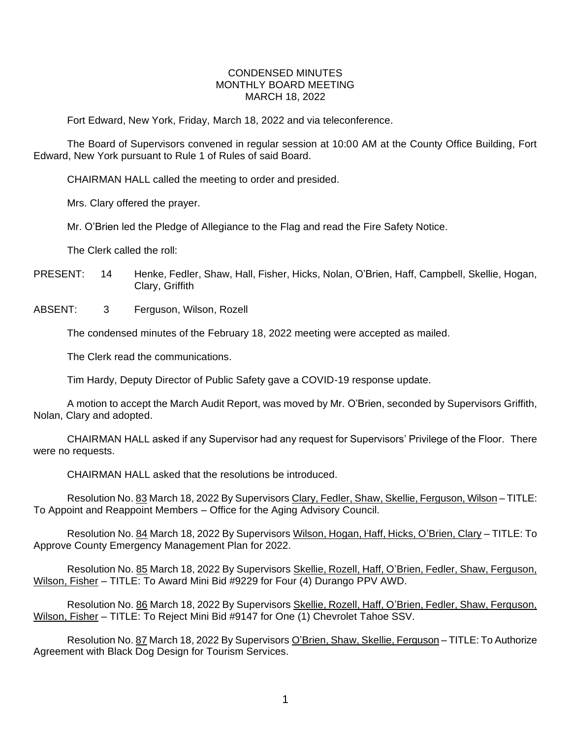# CONDENSED MINUTES
## MONTHLY BOARD MEETING
## MARCH 18, 2022

Fort Edward, New York, Friday, March 18, 2022 and via teleconference.

The Board of Supervisors convened in regular session at 10:00 AM at the County Office Building, Fort Edward, New York pursuant to Rule 1 of Rules of said Board.

CHAIRMAN HALL called the meeting to order and presided.

Mrs. Clary offered the prayer.

Mr. O'Brien led the Pledge of Allegiance to the Flag and read the Fire Safety Notice.

The Clerk called the roll:

PRESENT: 14 Henke, Fedler, Shaw, Hall, Fisher, Hicks, Nolan, O'Brien, Haff, Campbell, Skellie, Hogan, Clary, Griffith

ABSENT: 3 Ferguson, Wilson, Rozell

The condensed minutes of the February 18, 2022 meeting were accepted as mailed.

The Clerk read the communications.

Tim Hardy, Deputy Director of Public Safety gave a COVID-19 response update.

A motion to accept the March Audit Report, was moved by Mr. O'Brien, seconded by Supervisors Griffith, Nolan, Clary and adopted.

CHAIRMAN HALL asked if any Supervisor had any request for Supervisors' Privilege of the Floor. There were no requests.

CHAIRMAN HALL asked that the resolutions be introduced.

Resolution No. 83 March 18, 2022 By Supervisors Clary, Fedler, Shaw, Skellie, Ferguson, Wilson – TITLE: To Appoint and Reappoint Members – Office for the Aging Advisory Council.

Resolution No. 84 March 18, 2022 By Supervisors Wilson, Hogan, Haff, Hicks, O'Brien, Clary – TITLE: To Approve County Emergency Management Plan for 2022.

Resolution No. 85 March 18, 2022 By Supervisors Skellie, Rozell, Haff, O'Brien, Fedler, Shaw, Ferguson, Wilson, Fisher – TITLE: To Award Mini Bid #9229 for Four (4) Durango PPV AWD.

Resolution No. 86 March 18, 2022 By Supervisors Skellie, Rozell, Haff, O'Brien, Fedler, Shaw, Ferguson, Wilson, Fisher – TITLE: To Reject Mini Bid #9147 for One (1) Chevrolet Tahoe SSV.

Resolution No. 87 March 18, 2022 By Supervisors O'Brien, Shaw, Skellie, Ferguson – TITLE: To Authorize Agreement with Black Dog Design for Tourism Services.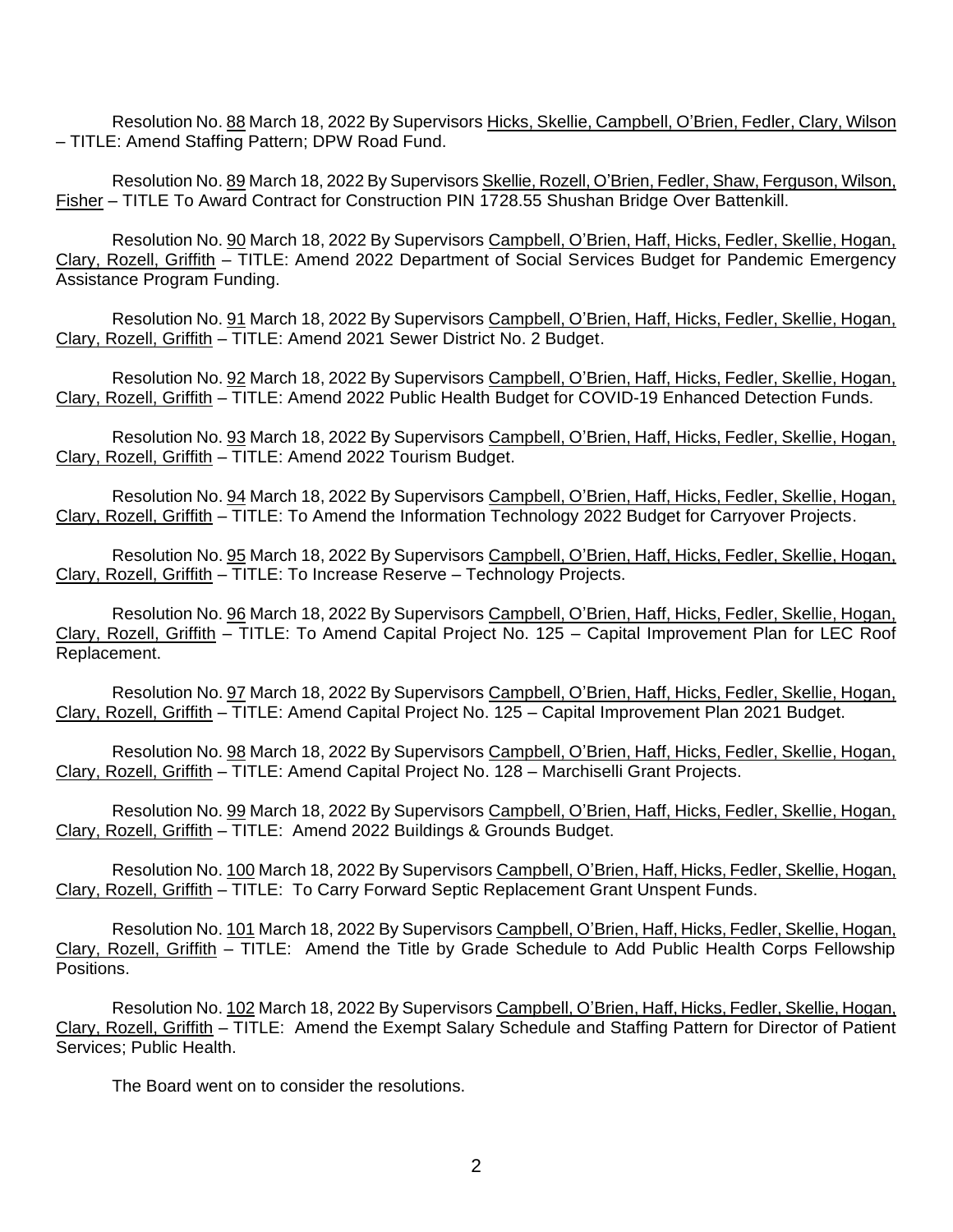Resolution No. 88 March 18, 2022 By Supervisors Hicks, Skellie, Campbell, O'Brien, Fedler, Clary, Wilson – TITLE: Amend Staffing Pattern; DPW Road Fund.

Resolution No. 89 March 18, 2022 By Supervisors Skellie, Rozell, O'Brien, Fedler, Shaw, Ferguson, Wilson, Fisher – TITLE To Award Contract for Construction PIN 1728.55 Shushan Bridge Over Battenkill.

Resolution No. 90 March 18, 2022 By Supervisors Campbell, O'Brien, Haff, Hicks, Fedler, Skellie, Hogan, Clary, Rozell, Griffith – TITLE: Amend 2022 Department of Social Services Budget for Pandemic Emergency Assistance Program Funding.

Resolution No. 91 March 18, 2022 By Supervisors Campbell, O'Brien, Haff, Hicks, Fedler, Skellie, Hogan, Clary, Rozell, Griffith – TITLE: Amend 2021 Sewer District No. 2 Budget.

Resolution No. 92 March 18, 2022 By Supervisors Campbell, O'Brien, Haff, Hicks, Fedler, Skellie, Hogan, Clary, Rozell, Griffith – TITLE: Amend 2022 Public Health Budget for COVID-19 Enhanced Detection Funds.

Resolution No. 93 March 18, 2022 By Supervisors Campbell, O'Brien, Haff, Hicks, Fedler, Skellie, Hogan, Clary, Rozell, Griffith – TITLE: Amend 2022 Tourism Budget.

Resolution No. 94 March 18, 2022 By Supervisors Campbell, O'Brien, Haff, Hicks, Fedler, Skellie, Hogan, Clary, Rozell, Griffith – TITLE: To Amend the Information Technology 2022 Budget for Carryover Projects.

Resolution No. 95 March 18, 2022 By Supervisors Campbell, O'Brien, Haff, Hicks, Fedler, Skellie, Hogan, Clary, Rozell, Griffith – TITLE: To Increase Reserve – Technology Projects.

Resolution No. 96 March 18, 2022 By Supervisors Campbell, O'Brien, Haff, Hicks, Fedler, Skellie, Hogan, Clary, Rozell, Griffith – TITLE: To Amend Capital Project No. 125 – Capital Improvement Plan for LEC Roof Replacement.

Resolution No. 97 March 18, 2022 By Supervisors Campbell, O'Brien, Haff, Hicks, Fedler, Skellie, Hogan, Clary, Rozell, Griffith – TITLE: Amend Capital Project No. 125 – Capital Improvement Plan 2021 Budget.

Resolution No. 98 March 18, 2022 By Supervisors Campbell, O'Brien, Haff, Hicks, Fedler, Skellie, Hogan, Clary, Rozell, Griffith – TITLE: Amend Capital Project No. 128 – Marchiselli Grant Projects.

Resolution No. 99 March 18, 2022 By Supervisors Campbell, O'Brien, Haff, Hicks, Fedler, Skellie, Hogan, Clary, Rozell, Griffith – TITLE: Amend 2022 Buildings & Grounds Budget.

Resolution No. 100 March 18, 2022 By Supervisors Campbell, O'Brien, Haff, Hicks, Fedler, Skellie, Hogan, Clary, Rozell, Griffith – TITLE: To Carry Forward Septic Replacement Grant Unspent Funds.

Resolution No. 101 March 18, 2022 By Supervisors Campbell, O'Brien, Haff, Hicks, Fedler, Skellie, Hogan, Clary, Rozell, Griffith – TITLE: Amend the Title by Grade Schedule to Add Public Health Corps Fellowship Positions.

Resolution No. 102 March 18, 2022 By Supervisors Campbell, O'Brien, Haff, Hicks, Fedler, Skellie, Hogan, Clary, Rozell, Griffith – TITLE: Amend the Exempt Salary Schedule and Staffing Pattern for Director of Patient Services; Public Health.

The Board went on to consider the resolutions.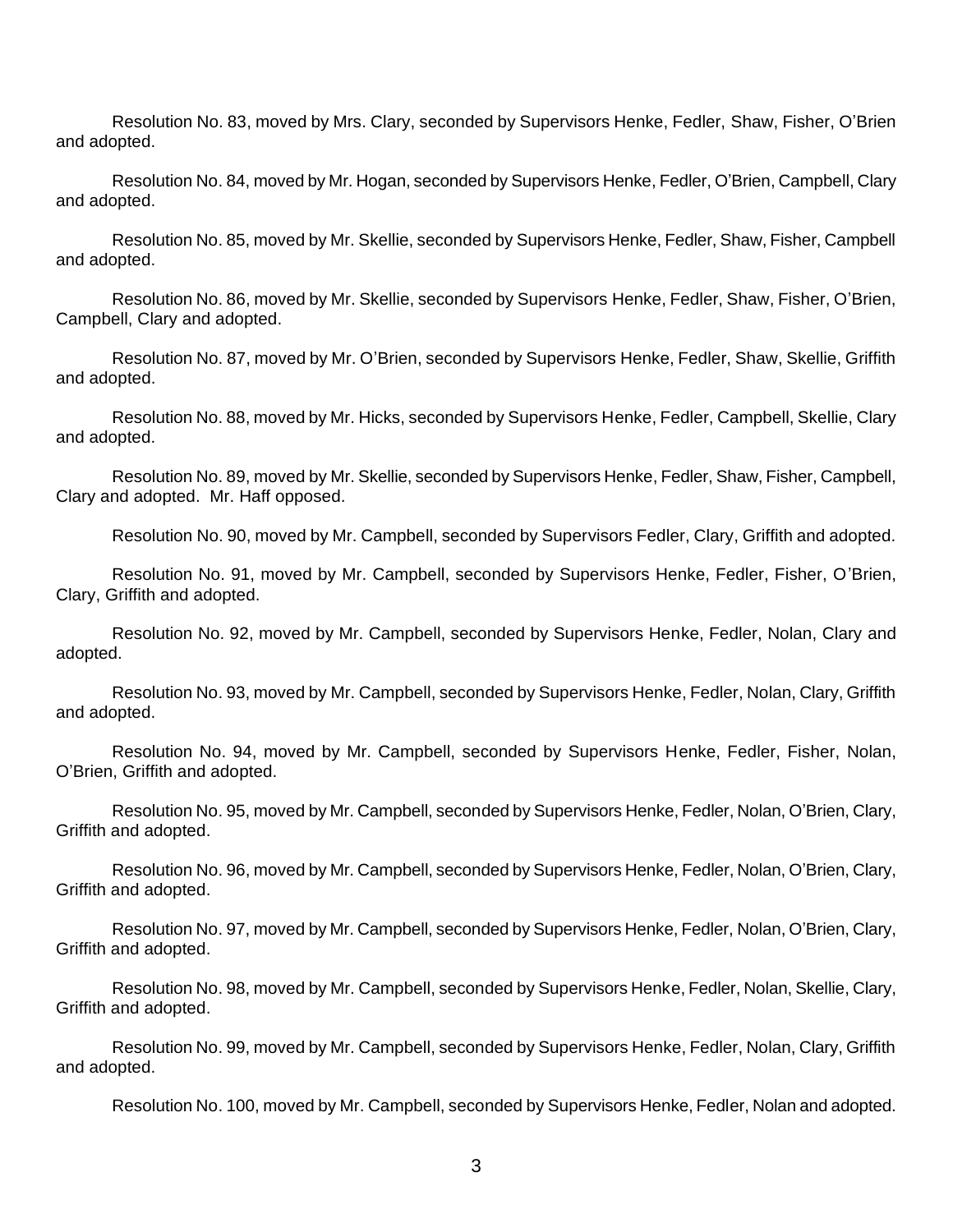Resolution No. 83, moved by Mrs. Clary, seconded by Supervisors Henke, Fedler, Shaw, Fisher, O'Brien and adopted.

Resolution No. 84, moved by Mr. Hogan, seconded by Supervisors Henke, Fedler, O'Brien, Campbell, Clary and adopted.

Resolution No. 85, moved by Mr. Skellie, seconded by Supervisors Henke, Fedler, Shaw, Fisher, Campbell and adopted.

Resolution No. 86, moved by Mr. Skellie, seconded by Supervisors Henke, Fedler, Shaw, Fisher, O'Brien, Campbell, Clary and adopted.

Resolution No. 87, moved by Mr. O'Brien, seconded by Supervisors Henke, Fedler, Shaw, Skellie, Griffith and adopted.

Resolution No. 88, moved by Mr. Hicks, seconded by Supervisors Henke, Fedler, Campbell, Skellie, Clary and adopted.

Resolution No. 89, moved by Mr. Skellie, seconded by Supervisors Henke, Fedler, Shaw, Fisher, Campbell, Clary and adopted. Mr. Haff opposed.

Resolution No. 90, moved by Mr. Campbell, seconded by Supervisors Fedler, Clary, Griffith and adopted.

Resolution No. 91, moved by Mr. Campbell, seconded by Supervisors Henke, Fedler, Fisher, O'Brien, Clary, Griffith and adopted.

Resolution No. 92, moved by Mr. Campbell, seconded by Supervisors Henke, Fedler, Nolan, Clary and adopted.

Resolution No. 93, moved by Mr. Campbell, seconded by Supervisors Henke, Fedler, Nolan, Clary, Griffith and adopted.

Resolution No. 94, moved by Mr. Campbell, seconded by Supervisors Henke, Fedler, Fisher, Nolan, O'Brien, Griffith and adopted.

Resolution No. 95, moved by Mr. Campbell, seconded by Supervisors Henke, Fedler, Nolan, O'Brien, Clary, Griffith and adopted.

Resolution No. 96, moved by Mr. Campbell, seconded by Supervisors Henke, Fedler, Nolan, O'Brien, Clary, Griffith and adopted.

Resolution No. 97, moved by Mr. Campbell, seconded by Supervisors Henke, Fedler, Nolan, O'Brien, Clary, Griffith and adopted.

Resolution No. 98, moved by Mr. Campbell, seconded by Supervisors Henke, Fedler, Nolan, Skellie, Clary, Griffith and adopted.

Resolution No. 99, moved by Mr. Campbell, seconded by Supervisors Henke, Fedler, Nolan, Clary, Griffith and adopted.

Resolution No. 100, moved by Mr. Campbell, seconded by Supervisors Henke, Fedler, Nolan and adopted.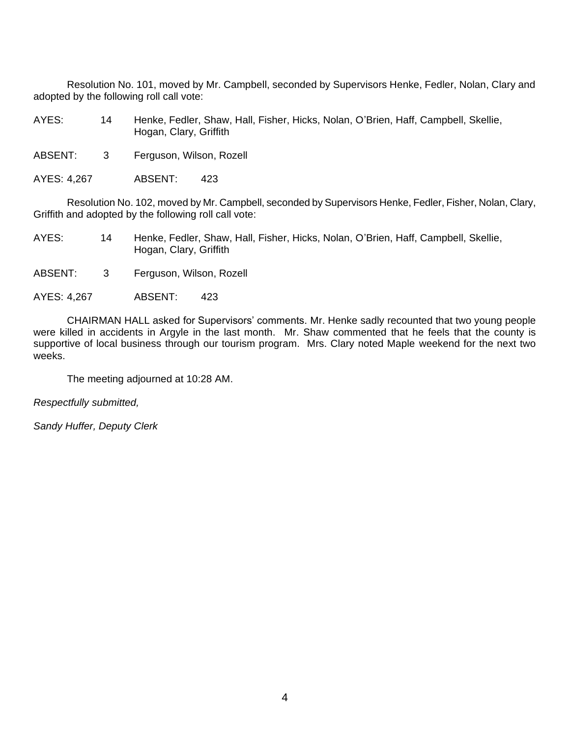Resolution No. 101, moved by Mr. Campbell, seconded by Supervisors Henke, Fedler, Nolan, Clary and adopted by the following roll call vote:

AYES: 14 Henke, Fedler, Shaw, Hall, Fisher, Hicks, Nolan, O'Brien, Haff, Campbell, Skellie, Hogan, Clary, Griffith

ABSENT: 3 Ferguson, Wilson, Rozell

AYES: 4,267 ABSENT: 423

Resolution No. 102, moved by Mr. Campbell, seconded by Supervisors Henke, Fedler, Fisher, Nolan, Clary, Griffith and adopted by the following roll call vote:

AYES: 14 Henke, Fedler, Shaw, Hall, Fisher, Hicks, Nolan, O'Brien, Haff, Campbell, Skellie, Hogan, Clary, Griffith

ABSENT: 3 Ferguson, Wilson, Rozell

AYES: 4,267 ABSENT: 423

CHAIRMAN HALL asked for Supervisors' comments. Mr. Henke sadly recounted that two young people were killed in accidents in Argyle in the last month. Mr. Shaw commented that he feels that the county is supportive of local business through our tourism program. Mrs. Clary noted Maple weekend for the next two weeks.

The meeting adjourned at 10:28 AM.

*Respectfully submitted,*

*Sandy Huffer, Deputy Clerk*